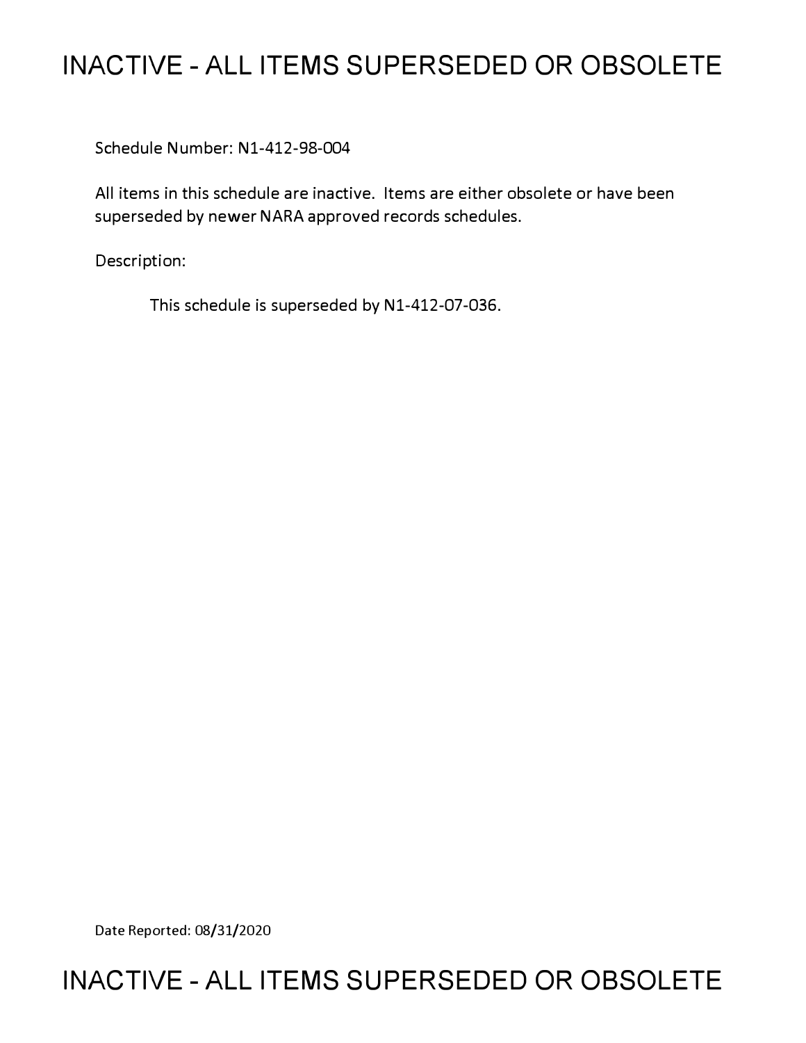# INACTIVE - ALL ITEMS SUPERSEDED OR OBSOLETE

Schedule Number: N1-412-98-004

All items in this schedule are inactive. Items are either obsolete or have been superseded by newer NARA approved records schedules.

Description:

This schedule is superseded by N1-412-07-036.

Date Reported: 08/31/2020

# INACTIVE - ALL ITEMS SUPERSEDED OR OBSOLETE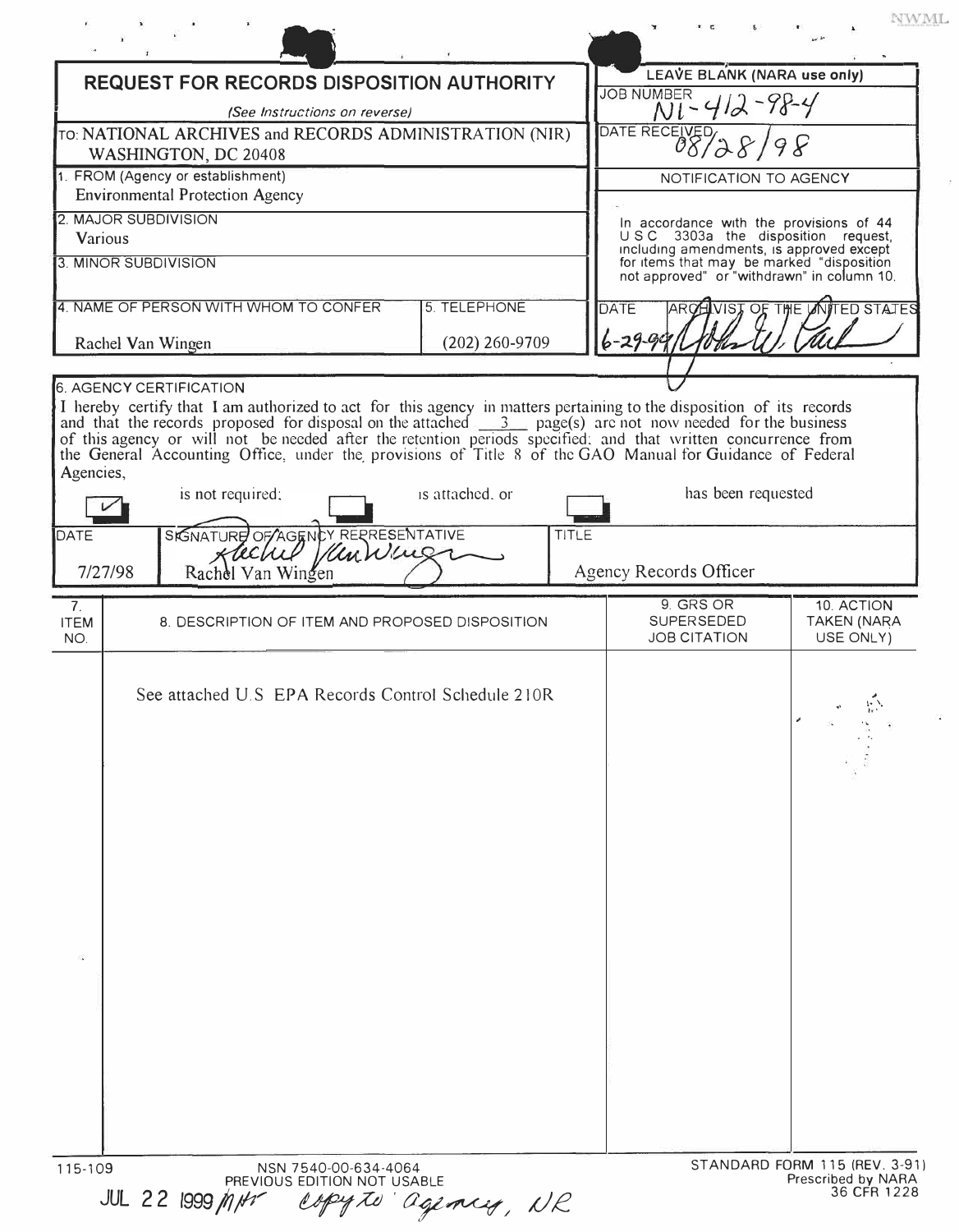NWML

# REQUEST FOR RECORDS DISPOSITION AUTHORITY

*(See Instructions on reverse)*

TO: NATIONAL ARCHIVES and RECORDS ADMINISTRATION (NIR) WASHINGTON, DC 20408

| LEAVE BLANK (NARA use only) |
|---|
| JOB NUMBER N1-412-98-4 |
| DATE RECEIVED 08/28/98 |

1. FROM (Agency or establishment)
Environmental Protection Agency

2. MAJOR SUBDIVISION
Various

3. MINOR SUBDIVISION

4. NAME OF PERSON WITH WHOM TO CONFER: Rachel Van Wingen

5. TELEPHONE: (202) 260-9709

**NOTIFICATION TO AGENCY**

In accordance with the provisions of 44 U.S.C. 3303a the disposition request, including amendments, is approved except for items that may be marked "disposition not approved" or "withdrawn" in column 10.

DATE: 6-29-99 — ARCHIVIST OF THE UNITED STATES: John W. Carlin

6. AGENCY CERTIFICATION

I hereby certify that I am authorized to act for this agency in matters pertaining to the disposition of its records and that the records proposed for disposal on the attached 3 page(s) are not now needed for the business of this agency or will not be needed after the retention periods specified; and that written concurrence from the General Accounting Office, under the provisions of Title 8 of the GAO Manual for Guidance of Federal Agencies,

- [x] is not required;
- [ ] is attached, or
- [ ] has been requested

| DATE | SIGNATURE OF AGENCY REPRESENTATIVE | TITLE |
|---|---|---|
| 7/27/98 | Rachel Van Wingen | Agency Records Officer |

| 7. ITEM NO. | 8. DESCRIPTION OF ITEM AND PROPOSED DISPOSITION | 9. GRS OR SUPERSEDED JOB CITATION | 10. ACTION TAKEN (NARA USE ONLY) |
|---|---|---|---|
| | See attached U.S. EPA Records Control Schedule 210R | | |

115-109 — NSN 7540-00-634-4064 — PREVIOUS EDITION NOT USABLE — STANDARD FORM 115 (REV. 3-91) Prescribed by NARA 36 CFR 1228

JUL 22 1999 NHR copy to agency, NR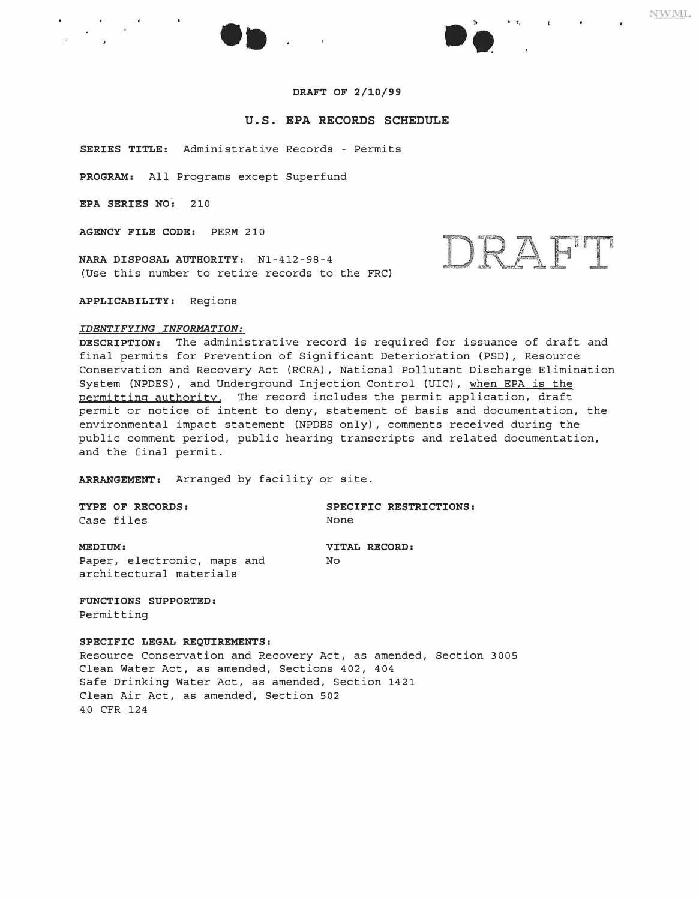DRAFT OF 2/10/99

# U.S. EPA RECORDS SCHEDULE

DRAFT

**SERIES TITLE:** Administrative Records - Permits

**PROGRAM:** All Programs except Superfund

**EPA SERIES NO:** 210

**AGENCY FILE CODE:** PERM 210

**NARA DISPOSAL AUTHORITY:** N1-412-98-4
(Use this number to retire records to the FRC)

**APPLICABILITY:** Regions

***IDENTIFYING INFORMATION:***

**DESCRIPTION:** The administrative record is required for issuance of draft and final permits for Prevention of Significant Deterioration (PSD), Resource Conservation and Recovery Act (RCRA), National Pollutant Discharge Elimination System (NPDES), and Underground Injection Control (UIC), when EPA is the permitting authority. The record includes the permit application, draft permit or notice of intent to deny, statement of basis and documentation, the environmental impact statement (NPDES only), comments received during the public comment period, public hearing transcripts and related documentation, and the final permit.

**ARRANGEMENT:** Arranged by facility or site.

**TYPE OF RECORDS:**
Case files

**SPECIFIC RESTRICTIONS:**
None

**MEDIUM:**
Paper, electronic, maps and architectural materials

**VITAL RECORD:**
No

**FUNCTIONS SUPPORTED:**
Permitting

**SPECIFIC LEGAL REQUIREMENTS:**
Resource Conservation and Recovery Act, as amended, Section 3005
Clean Water Act, as amended, Sections 402, 404
Safe Drinking Water Act, as amended, Section 1421
Clean Air Act, as amended, Section 502
40 CFR 124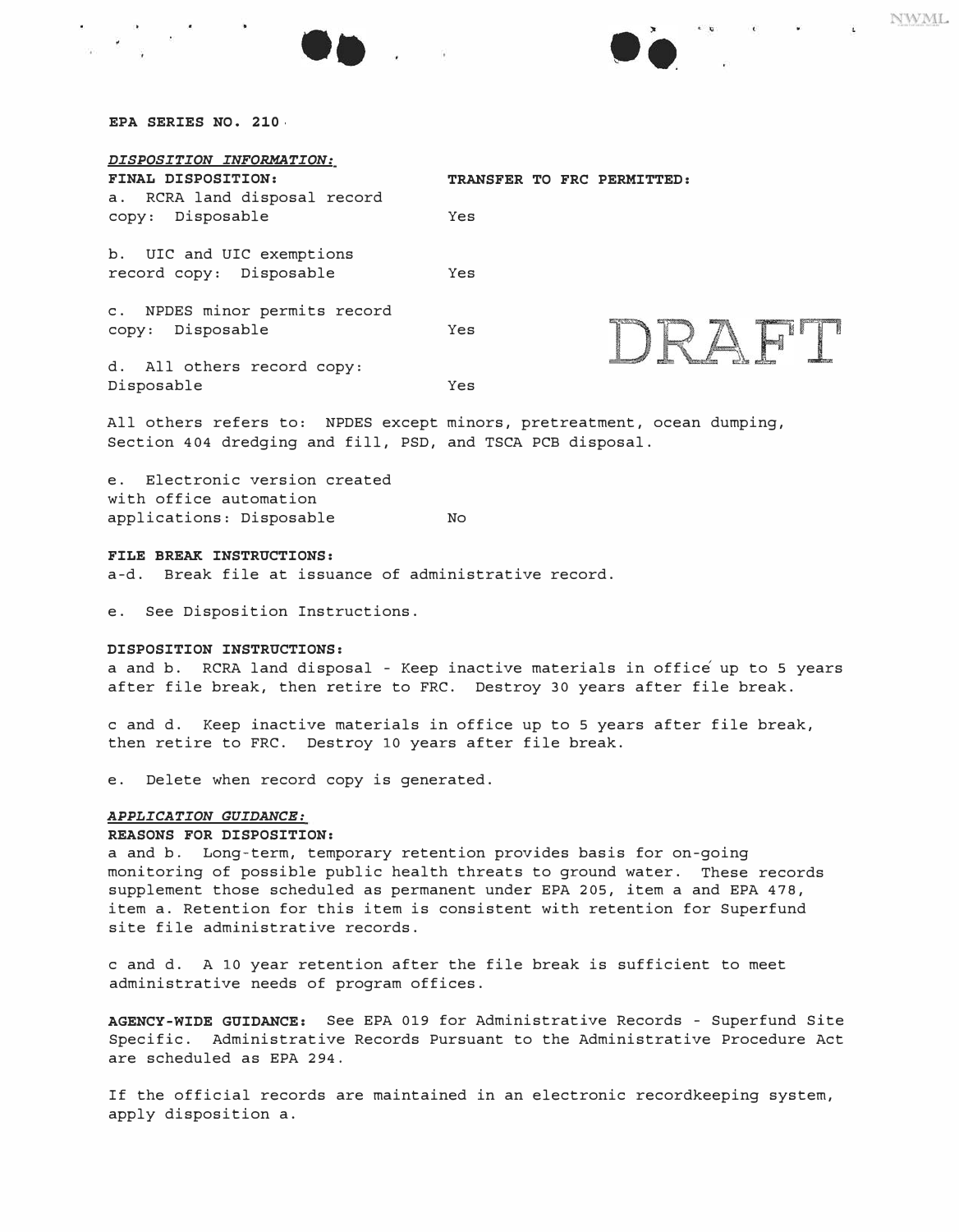**EPA SERIES NO. 210**

***DISPOSITION INFORMATION:***

| **FINAL DISPOSITION:** | **TRANSFER TO FRC PERMITTED:** |
|---|---|
| a. RCRA land disposal record copy: Disposable | Yes |
| b. UIC and UIC exemptions record copy: Disposable | Yes |
| c. NPDES minor permits record copy: Disposable | Yes |
| d. All others record copy: Disposable | Yes |

DRAFT

All others refers to: NPDES except minors, pretreatment, ocean dumping, Section 404 dredging and fill, PSD, and TSCA PCB disposal.

| | |
|---|---|
| e. Electronic version created with office automation applications: Disposable | No |

**FILE BREAK INSTRUCTIONS:**
a-d. Break file at issuance of administrative record.

e. See Disposition Instructions.

**DISPOSITION INSTRUCTIONS:**
a and b. RCRA land disposal - Keep inactive materials in office up to 5 years after file break, then retire to FRC. Destroy 30 years after file break.

c and d. Keep inactive materials in office up to 5 years after file break, then retire to FRC. Destroy 10 years after file break.

e. Delete when record copy is generated.

***APPLICATION GUIDANCE:***

**REASONS FOR DISPOSITION:**
a and b. Long-term, temporary retention provides basis for on-going monitoring of possible public health threats to ground water. These records supplement those scheduled as permanent under EPA 205, item a and EPA 478, item a. Retention for this item is consistent with retention for Superfund site file administrative records.

c and d. A 10 year retention after the file break is sufficient to meet administrative needs of program offices.

**AGENCY-WIDE GUIDANCE:** See EPA 019 for Administrative Records - Superfund Site Specific. Administrative Records Pursuant to the Administrative Procedure Act are scheduled as EPA 294.

If the official records are maintained in an electronic recordkeeping system, apply disposition a.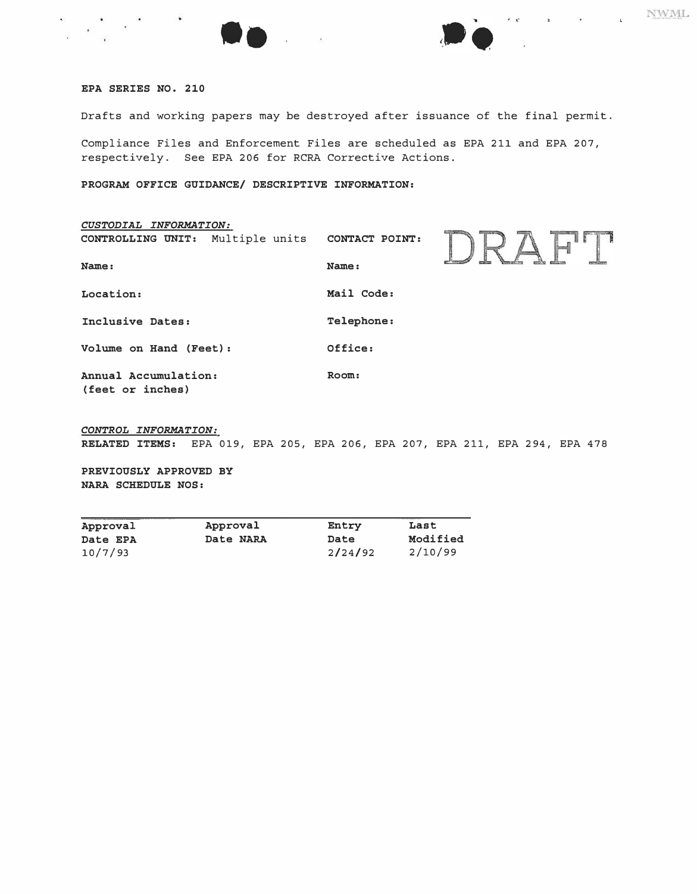**EPA SERIES NO. 210**

Drafts and working papers may be destroyed after issuance of the final permit.

Compliance Files and Enforcement Files are scheduled as EPA 211 and EPA 207, respectively. See EPA 206 for RCRA Corrective Actions.

**PROGRAM OFFICE GUIDANCE/ DESCRIPTIVE INFORMATION:**

***CUSTODIAL INFORMATION:***

DRAFT

**CONTROLLING UNIT:** Multiple units

**Name:**

**Location:**

**Inclusive Dates:**

**Volume on Hand (Feet):**

**Annual Accumulation: (feet or inches)**

**CONTACT POINT:**

**Name:**

**Mail Code:**

**Telephone:**

**Office:**

**Room:**

***CONTROL INFORMATION:***

**RELATED ITEMS:** EPA 019, EPA 205, EPA 206, EPA 207, EPA 211, EPA 294, EPA 478

**PREVIOUSLY APPROVED BY NARA SCHEDULE NOS:**

| Approval Date EPA | Approval Date NARA | Entry Date | Last Modified |
|---|---|---|---|
| 10/7/93 | | 2/24/92 | 2/10/99 |